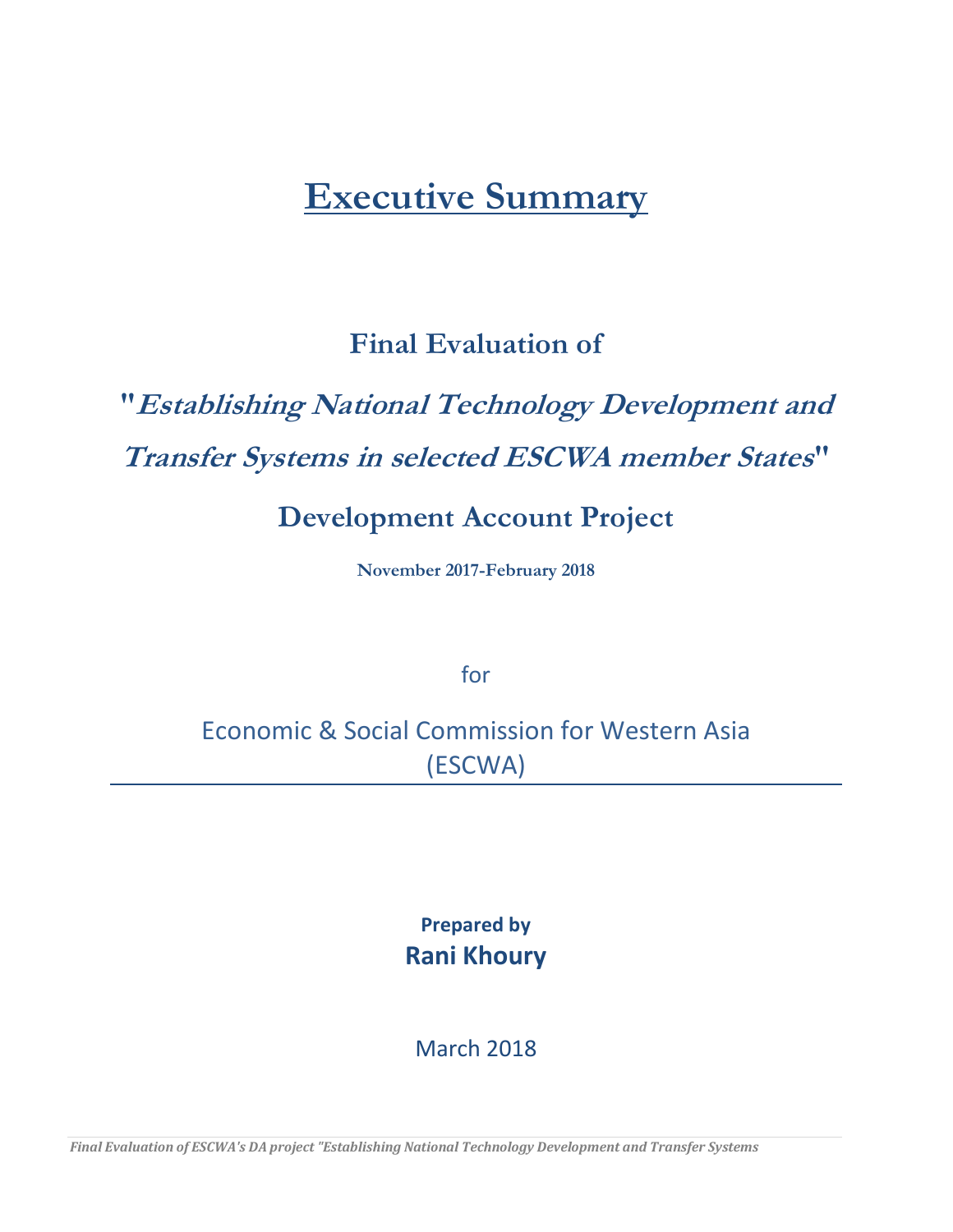# Executive Summary

## Final Evaluation of

## "*Establishing National Technology Development and Transfer Systems in selected ESCWA member States*"

## Development Account Project

**November 2017-February 2018**

for

Economic & Social Commission for Western Asia (ESCWA)

**Prepared by**

**Rani Khoury**

March 2018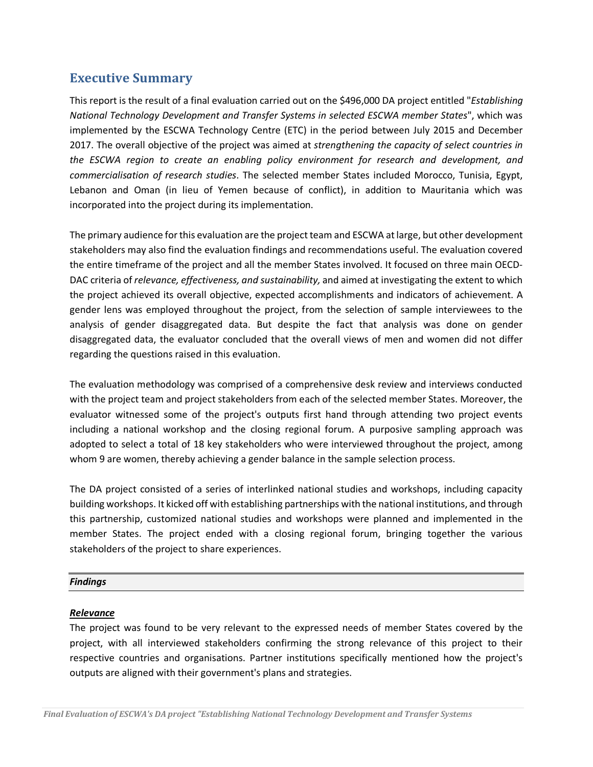## Executive Summary

This report is the result of a final evaluation carried out on the $496,000 DA project entitled "*Establishing National Technology Development and Transfer Systems in selected ESCWA member States*", which was implemented by the ESCWA Technology Centre (ETC) in the period between July 2015 and December 2017. The overall objective of the project was aimed at *strengthening the capacity of select countries in the ESCWA region to create an enabling policy environment for research and development, and commercialisation of research studies*. The selected member States included Morocco, Tunisia, Egypt, Lebanon and Oman (in lieu of Yemen because of conflict), in addition to Mauritania which was incorporated into the project during its implementation.

The primary audience for this evaluation are the project team and ESCWA at large, but other development stakeholders may also find the evaluation findings and recommendations useful. The evaluation covered the entire timeframe of the project and all the member States involved. It focused on three main OECD-DAC criteria of *relevance, effectiveness, and sustainability,* and aimed at investigating the extent to which the project achieved its overall objective, expected accomplishments and indicators of achievement. A gender lens was employed throughout the project, from the selection of sample interviewees to the analysis of gender disaggregated data. But despite the fact that analysis was done on gender disaggregated data, the evaluator concluded that the overall views of men and women did not differ regarding the questions raised in this evaluation.

The evaluation methodology was comprised of a comprehensive desk review and interviews conducted with the project team and project stakeholders from each of the selected member States. Moreover, the evaluator witnessed some of the project's outputs first hand through attending two project events including a national workshop and the closing regional forum. A purposive sampling approach was adopted to select a total of 18 key stakeholders who were interviewed throughout the project, among whom 9 are women, thereby achieving a gender balance in the sample selection process.

The DA project consisted of a series of interlinked national studies and workshops, including capacity building workshops. It kicked off with establishing partnerships with the national institutions, and through this partnership, customized national studies and workshops were planned and implemented in the member States. The project ended with a closing regional forum, bringing together the various stakeholders of the project to share experiences.

***Findings***

***Relevance***

The project was found to be very relevant to the expressed needs of member States covered by the project, with all interviewed stakeholders confirming the strong relevance of this project to their respective countries and organisations. Partner institutions specifically mentioned how the project's outputs are aligned with their government's plans and strategies.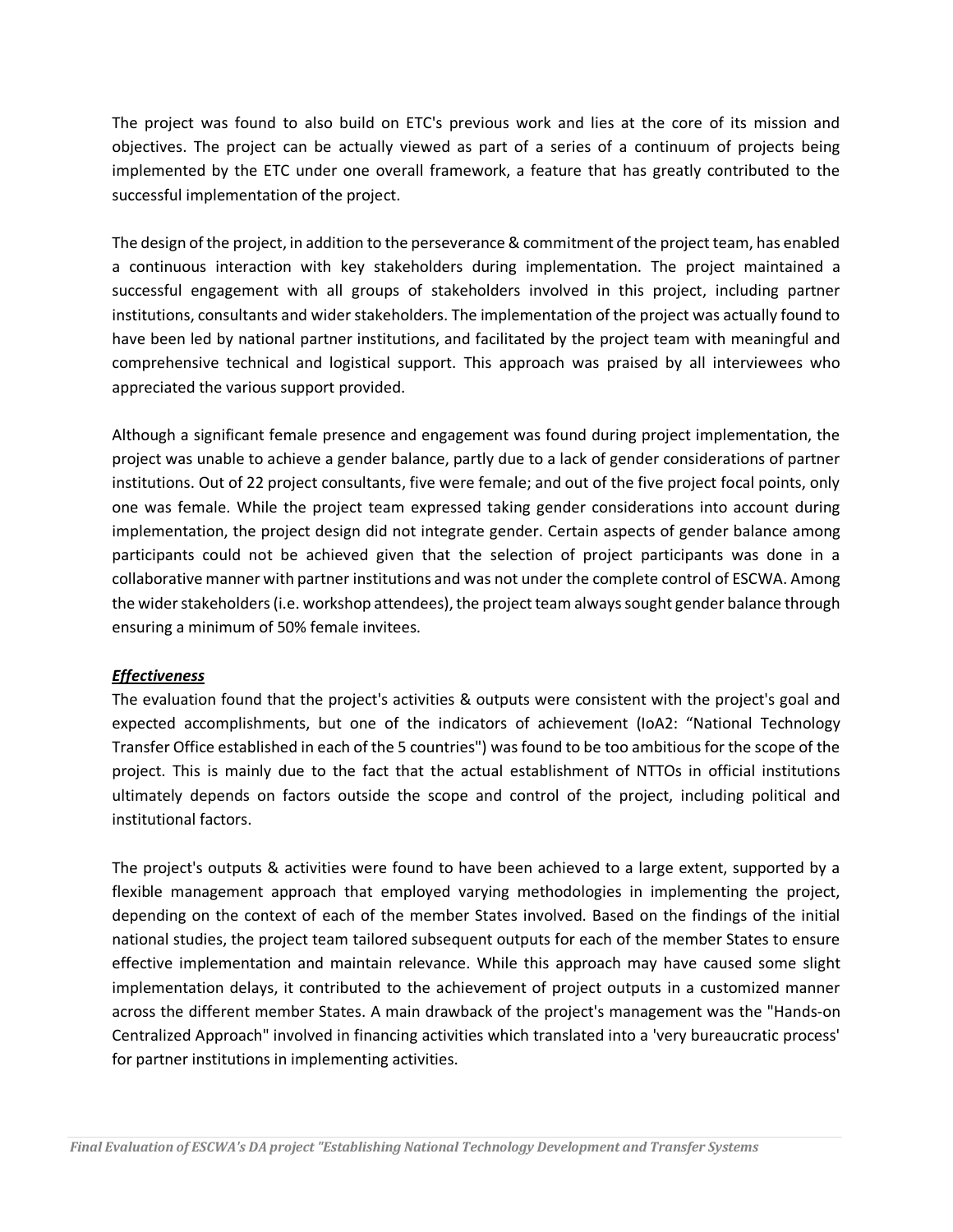The project was found to also build on ETC's previous work and lies at the core of its mission and objectives. The project can be actually viewed as part of a series of a continuum of projects being implemented by the ETC under one overall framework, a feature that has greatly contributed to the successful implementation of the project.

The design of the project, in addition to the perseverance & commitment of the project team, has enabled a continuous interaction with key stakeholders during implementation. The project maintained a successful engagement with all groups of stakeholders involved in this project, including partner institutions, consultants and wider stakeholders. The implementation of the project was actually found to have been led by national partner institutions, and facilitated by the project team with meaningful and comprehensive technical and logistical support. This approach was praised by all interviewees who appreciated the various support provided.

Although a significant female presence and engagement was found during project implementation, the project was unable to achieve a gender balance, partly due to a lack of gender considerations of partner institutions. Out of 22 project consultants, five were female; and out of the five project focal points, only one was female. While the project team expressed taking gender considerations into account during implementation, the project design did not integrate gender. Certain aspects of gender balance among participants could not be achieved given that the selection of project participants was done in a collaborative manner with partner institutions and was not under the complete control of ESCWA. Among the wider stakeholders (i.e. workshop attendees), the project team always sought gender balance through ensuring a minimum of 50% female invitees.

***Effectiveness***

The evaluation found that the project's activities & outputs were consistent with the project's goal and expected accomplishments, but one of the indicators of achievement (IoA2: "National Technology Transfer Office established in each of the 5 countries") was found to be too ambitious for the scope of the project. This is mainly due to the fact that the actual establishment of NTTOs in official institutions ultimately depends on factors outside the scope and control of the project, including political and institutional factors.

The project's outputs & activities were found to have been achieved to a large extent, supported by a flexible management approach that employed varying methodologies in implementing the project, depending on the context of each of the member States involved. Based on the findings of the initial national studies, the project team tailored subsequent outputs for each of the member States to ensure effective implementation and maintain relevance. While this approach may have caused some slight implementation delays, it contributed to the achievement of project outputs in a customized manner across the different member States. A main drawback of the project's management was the "Hands-on Centralized Approach" involved in financing activities which translated into a 'very bureaucratic process' for partner institutions in implementing activities.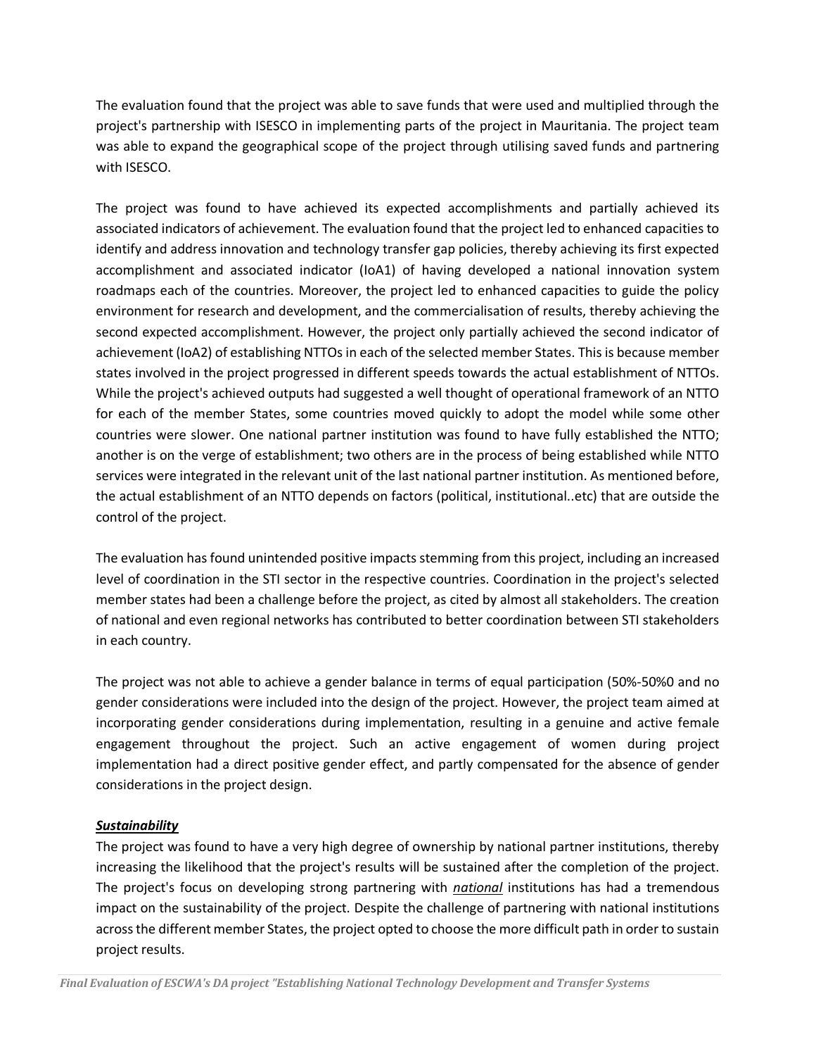The evaluation found that the project was able to save funds that were used and multiplied through the project's partnership with ISESCO in implementing parts of the project in Mauritania. The project team was able to expand the geographical scope of the project through utilising saved funds and partnering with ISESCO.

The project was found to have achieved its expected accomplishments and partially achieved its associated indicators of achievement. The evaluation found that the project led to enhanced capacities to identify and address innovation and technology transfer gap policies, thereby achieving its first expected accomplishment and associated indicator (IoA1) of having developed a national innovation system roadmaps each of the countries. Moreover, the project led to enhanced capacities to guide the policy environment for research and development, and the commercialisation of results, thereby achieving the second expected accomplishment. However, the project only partially achieved the second indicator of achievement (IoA2) of establishing NTTOs in each of the selected member States. This is because member states involved in the project progressed in different speeds towards the actual establishment of NTTOs. While the project's achieved outputs had suggested a well thought of operational framework of an NTTO for each of the member States, some countries moved quickly to adopt the model while some other countries were slower. One national partner institution was found to have fully established the NTTO; another is on the verge of establishment; two others are in the process of being established while NTTO services were integrated in the relevant unit of the last national partner institution. As mentioned before, the actual establishment of an NTTO depends on factors (political, institutional..etc) that are outside the control of the project.

The evaluation has found unintended positive impacts stemming from this project, including an increased level of coordination in the STI sector in the respective countries. Coordination in the project's selected member states had been a challenge before the project, as cited by almost all stakeholders. The creation of national and even regional networks has contributed to better coordination between STI stakeholders in each country.

The project was not able to achieve a gender balance in terms of equal participation (50%-50%0 and no gender considerations were included into the design of the project. However, the project team aimed at incorporating gender considerations during implementation, resulting in a genuine and active female engagement throughout the project. Such an active engagement of women during project implementation had a direct positive gender effect, and partly compensated for the absence of gender considerations in the project design.

***Sustainability***

The project was found to have a very high degree of ownership by national partner institutions, thereby increasing the likelihood that the project's results will be sustained after the completion of the project. The project's focus on developing strong partnering with ***national*** institutions has had a tremendous impact on the sustainability of the project. Despite the challenge of partnering with national institutions across the different member States, the project opted to choose the more difficult path in order to sustain project results.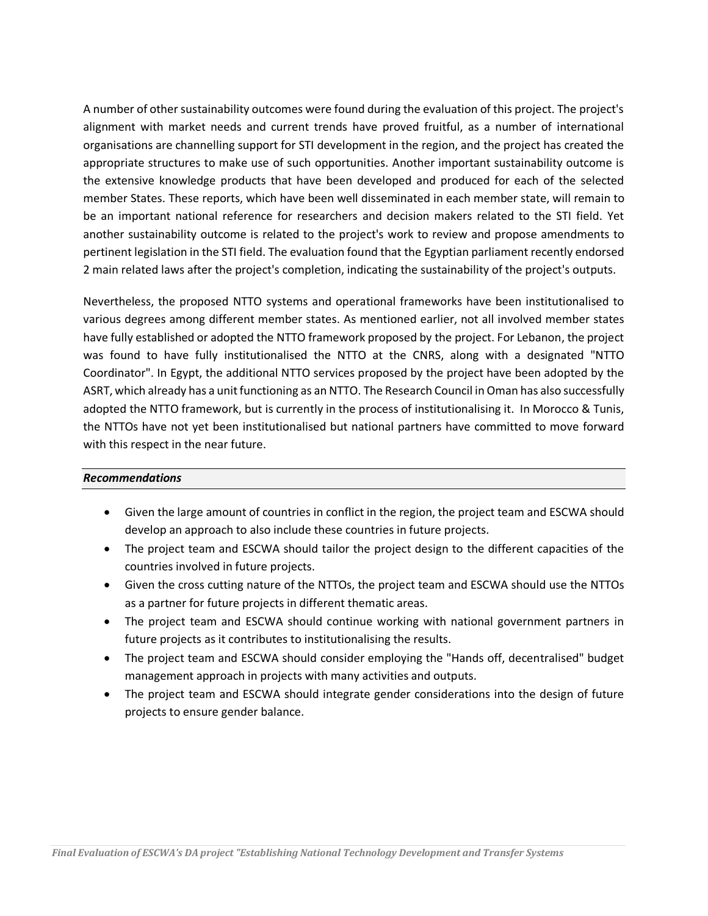A number of other sustainability outcomes were found during the evaluation of this project. The project's alignment with market needs and current trends have proved fruitful, as a number of international organisations are channelling support for STI development in the region, and the project has created the appropriate structures to make use of such opportunities. Another important sustainability outcome is the extensive knowledge products that have been developed and produced for each of the selected member States. These reports, which have been well disseminated in each member state, will remain to be an important national reference for researchers and decision makers related to the STI field. Yet another sustainability outcome is related to the project's work to review and propose amendments to pertinent legislation in the STI field. The evaluation found that the Egyptian parliament recently endorsed 2 main related laws after the project's completion, indicating the sustainability of the project's outputs.

Nevertheless, the proposed NTTO systems and operational frameworks have been institutionalised to various degrees among different member states. As mentioned earlier, not all involved member states have fully established or adopted the NTTO framework proposed by the project. For Lebanon, the project was found to have fully institutionalised the NTTO at the CNRS, along with a designated "NTTO Coordinator". In Egypt, the additional NTTO services proposed by the project have been adopted by the ASRT, which already has a unit functioning as an NTTO. The Research Council in Oman has also successfully adopted the NTTO framework, but is currently in the process of institutionalising it. In Morocco & Tunis, the NTTOs have not yet been institutionalised but national partners have committed to move forward with this respect in the near future.

***Recommendations***

- Given the large amount of countries in conflict in the region, the project team and ESCWA should develop an approach to also include these countries in future projects.
- The project team and ESCWA should tailor the project design to the different capacities of the countries involved in future projects.
- Given the cross cutting nature of the NTTOs, the project team and ESCWA should use the NTTOs as a partner for future projects in different thematic areas.
- The project team and ESCWA should continue working with national government partners in future projects as it contributes to institutionalising the results.
- The project team and ESCWA should consider employing the "Hands off, decentralised" budget management approach in projects with many activities and outputs.
- The project team and ESCWA should integrate gender considerations into the design of future projects to ensure gender balance.